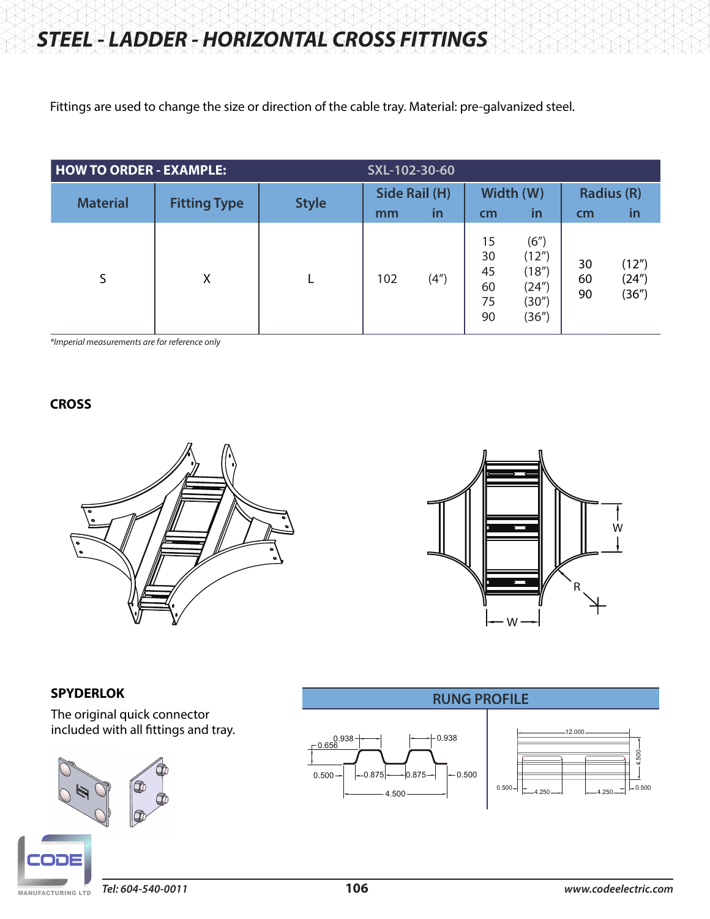# STEEL - LADDER - HORIZONTAL CROSS FITTINGS

Fittings are used to change the size or direction of the cable tray. Material: pre-galvanized steel.

| HOW TO ORDER - EXAMPLE: | | | SXL-102-30-60 | | | | | |
|---|---|---|---|---|---|---|---|---|
| Material | Fitting Type | Style | Side Rail (H) | | Width (W) | | Radius (R) | |
| | | | mm | in | cm | in | cm | in |
| S | X | L | 102 | (4″) | 15<br>30<br>45<br>60<br>75<br>90 | (6″)<br>(12″)<br>(18″)<br>(24″)<br>(30″)<br>(36″) | 30<br>60<br>90 | (12″)<br>(24″)<br>(36″) |

*Imperial measurements are for reference only*

**CROSS**

**SPYDERLOK**

The original quick connector included with all fittings and tray.

## RUNG PROFILE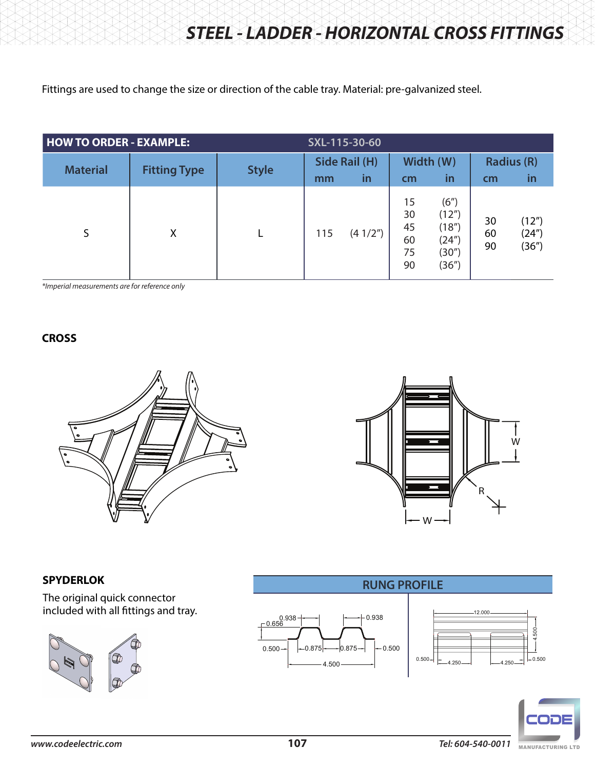# STEEL - LADDER - HORIZONTAL CROSS FITTINGS

Fittings are used to change the size or direction of the cable tray. Material: pre-galvanized steel.

| HOW TO ORDER - EXAMPLE: | | | SXL-115-30-60 | | | | | |
|---|---|---|---|---|---|---|---|---|
| Material | Fitting Type | Style | Side Rail (H) | | Width (W) | | Radius (R) | |
| | | | mm | in | cm | in | cm | in |
| S | X | L | 115 | (4 1/2") | 15<br>30<br>45<br>60<br>75<br>90 | (6")<br>(12")<br>(18")<br>(24")<br>(30")<br>(36") | 30<br>60<br>90 | (12")<br>(24")<br>(36") |

*\*Imperial measurements are for reference only*

**CROSS**

**SPYDERLOK**

The original quick connector included with all fittings and tray.

**RUNG PROFILE**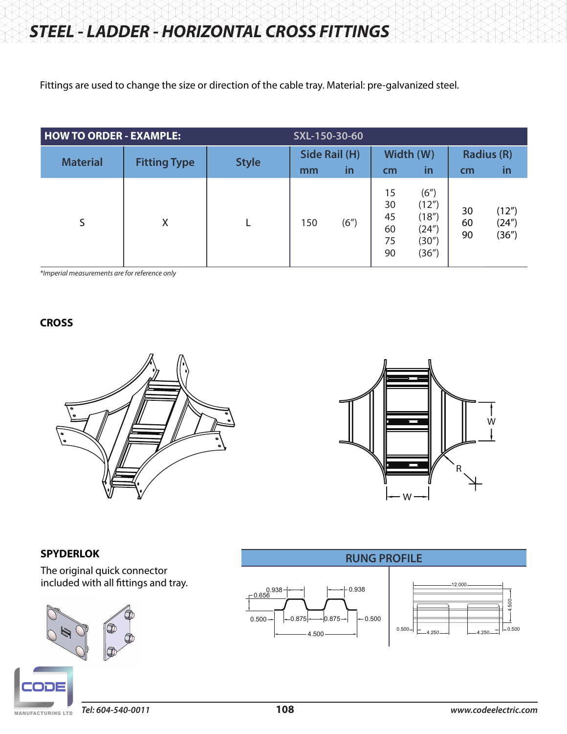# STEEL - LADDER - HORIZONTAL CROSS FITTINGS

Fittings are used to change the size or direction of the cable tray. Material: pre-galvanized steel.

| HOW TO ORDER - EXAMPLE: | | | SXL-150-30-60 | | | | | |
|---|---|---|---|---|---|---|---|---|
| Material | Fitting Type | Style | Side Rail (H) | | Width (W) | | Radius (R) | |
| | | | mm | in | cm | in | cm | in |
| S | X | L | 150 | (6″) | 15<br>30<br>45<br>60<br>75<br>90 | (6″)<br>(12″)<br>(18″)<br>(24″)<br>(30″)<br>(36″) | 30<br>60<br>90 | (12″)<br>(24″)<br>(36″) |

*Imperial measurements are for reference only*

**CROSS**

W

R

W

**SPYDERLOK**

The original quick connector included with all fittings and tray.

## RUNG PROFILE

0.938
0.656
0.938
0.500
0.875
0.875
0.500
4.500

12.000
4.500
0.500
4.250
4.250
0.500

Tel: 604-540-0011

www.codeelectric.com